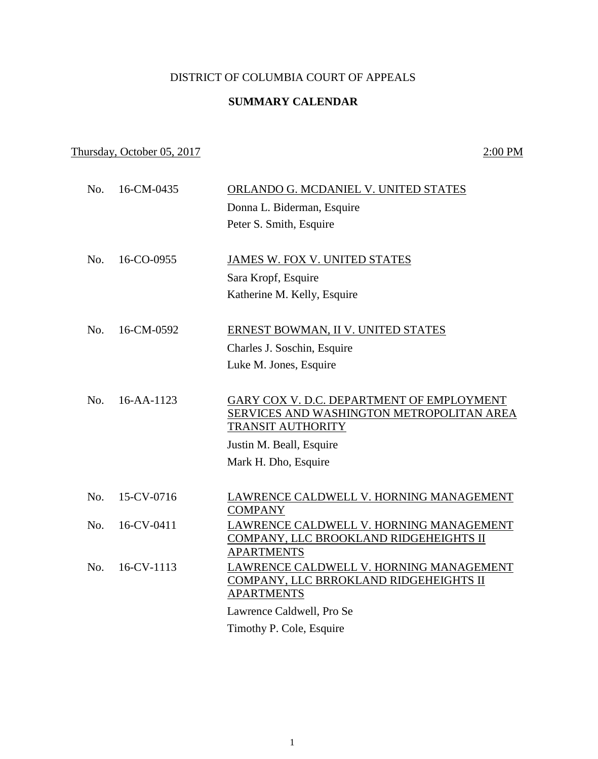# DISTRICT OF COLUMBIA COURT OF APPEALS

## SUMMARY CALENDAR

Thursday, October 05, 2017 — 2:00 PM

| No. | Case No. | Case |
|---|---|---|
| No. | 16-CM-0435 | ORLANDO G. MCDANIEL V. UNITED STATES<br>Donna L. Biderman, Esquire<br>Peter S. Smith, Esquire |
| No. | 16-CO-0955 | JAMES W. FOX V. UNITED STATES<br>Sara Kropf, Esquire<br>Katherine M. Kelly, Esquire |
| No. | 16-CM-0592 | ERNEST BOWMAN, II V. UNITED STATES<br>Charles J. Soschin, Esquire<br>Luke M. Jones, Esquire |
| No. | 16-AA-1123 | GARY COX V. D.C. DEPARTMENT OF EMPLOYMENT SERVICES AND WASHINGTON METROPOLITAN AREA TRANSIT AUTHORITY<br>Justin M. Beall, Esquire<br>Mark H. Dho, Esquire |
| No. | 15-CV-0716 | LAWRENCE CALDWELL V. HORNING MANAGEMENT COMPANY |
| No. | 16-CV-0411 | LAWRENCE CALDWELL V. HORNING MANAGEMENT COMPANY, LLC BROOKLAND RIDGEHEIGHTS II APARTMENTS |
| No. | 16-CV-1113 | LAWRENCE CALDWELL V. HORNING MANAGEMENT COMPANY, LLC BRROKLAND RIDGEHEIGHTS II APARTMENTS<br>Lawrence Caldwell, Pro Se<br>Timothy P. Cole, Esquire |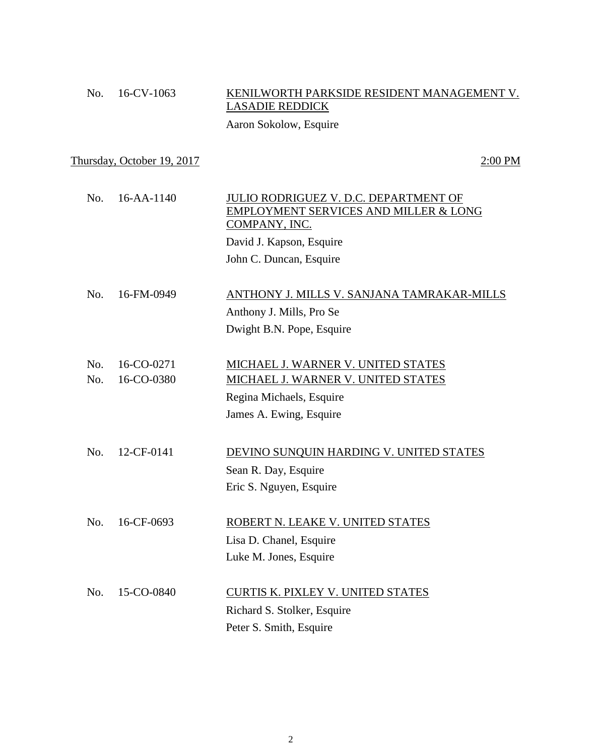No. 16-CV-1063 — <u>KENILWORTH PARKSIDE RESIDENT MANAGEMENT V. LASADIE REDDICK</u>

Aaron Sokolow, Esquire

<u>Thursday, October 19, 2017</u> — <u>2:00 PM</u>

No. 16-AA-1140 — <u>JULIO RODRIGUEZ V. D.C. DEPARTMENT OF EMPLOYMENT SERVICES AND MILLER & LONG COMPANY, INC.</u>

David J. Kapson, Esquire

John C. Duncan, Esquire

No. 16-FM-0949 — <u>ANTHONY J. MILLS V. SANJANA TAMRAKAR-MILLS</u>

Anthony J. Mills, Pro Se

Dwight B.N. Pope, Esquire

No. 16-CO-0271 — <u>MICHAEL J. WARNER V. UNITED STATES</u>

No. 16-CO-0380 — <u>MICHAEL J. WARNER V. UNITED STATES</u>

Regina Michaels, Esquire

James A. Ewing, Esquire

No. 12-CF-0141 — <u>DEVINO SUNQUIN HARDING V. UNITED STATES</u>

Sean R. Day, Esquire

Eric S. Nguyen, Esquire

No. 16-CF-0693 — <u>ROBERT N. LEAKE V. UNITED STATES</u>

Lisa D. Chanel, Esquire

Luke M. Jones, Esquire

No. 15-CO-0840 — <u>CURTIS K. PIXLEY V. UNITED STATES</u>

Richard S. Stolker, Esquire

Peter S. Smith, Esquire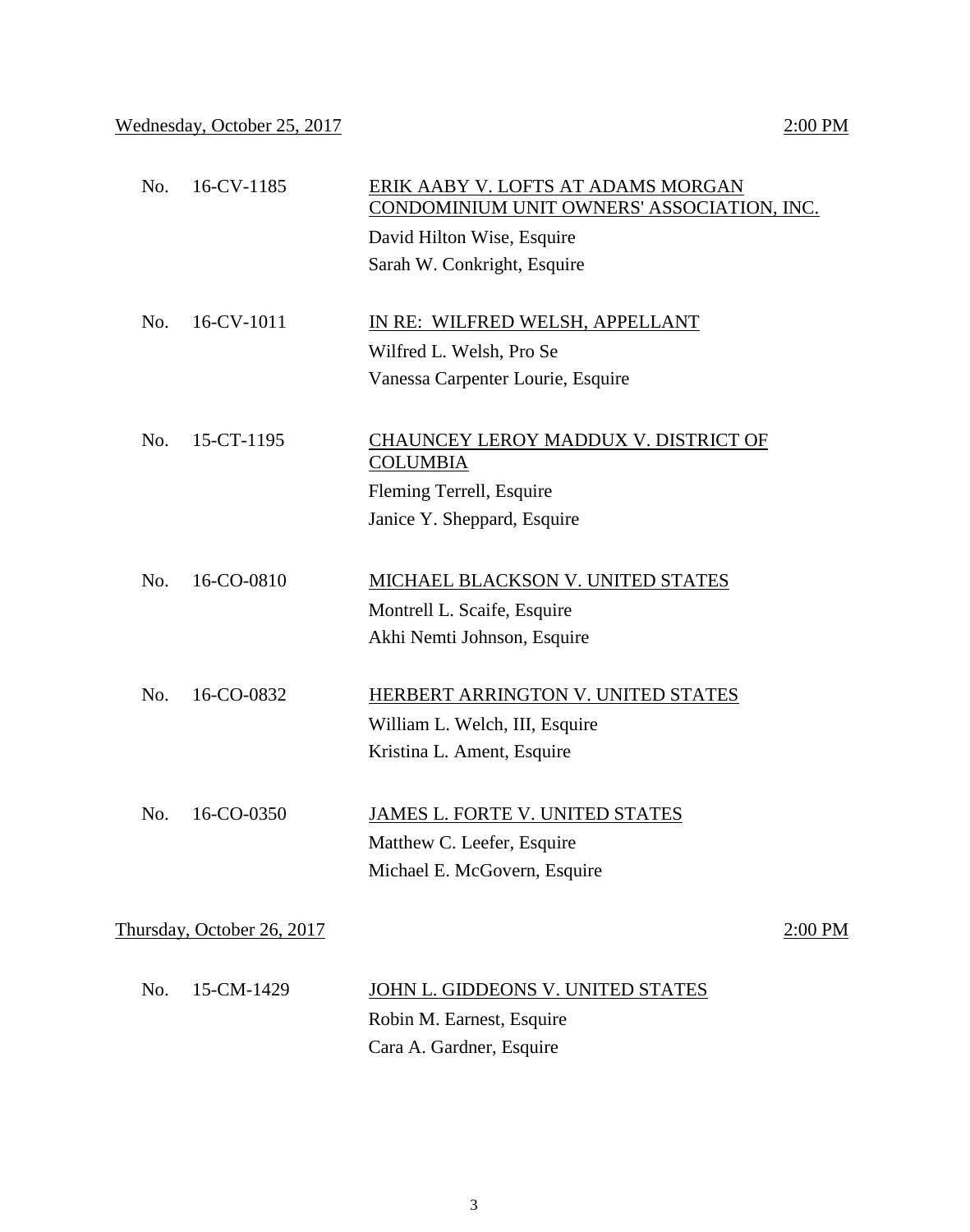Wednesday, October 25, 2017 — 2:00 PM

| No. | Case | Title / Counsel |
|---|---|---|
| No. | 16-CV-1185 | ERIK AABY V. LOFTS AT ADAMS MORGAN CONDOMINIUM UNIT OWNERS' ASSOCIATION, INC. |
| | | David Hilton Wise, Esquire |
| | | Sarah W. Conkright, Esquire |
| No. | 16-CV-1011 | IN RE: WILFRED WELSH, APPELLANT |
| | | Wilfred L. Welsh, Pro Se |
| | | Vanessa Carpenter Lourie, Esquire |
| No. | 15-CT-1195 | CHAUNCEY LEROY MADDUX V. DISTRICT OF COLUMBIA |
| | | Fleming Terrell, Esquire |
| | | Janice Y. Sheppard, Esquire |
| No. | 16-CO-0810 | MICHAEL BLACKSON V. UNITED STATES |
| | | Montrell L. Scaife, Esquire |
| | | Akhi Nemti Johnson, Esquire |
| No. | 16-CO-0832 | HERBERT ARRINGTON V. UNITED STATES |
| | | William L. Welch, III, Esquire |
| | | Kristina L. Ament, Esquire |
| No. | 16-CO-0350 | JAMES L. FORTE V. UNITED STATES |
| | | Matthew C. Leefer, Esquire |
| | | Michael E. McGovern, Esquire |

Thursday, October 26, 2017 — 2:00 PM

| No. | Case | Title / Counsel |
|---|---|---|
| No. | 15-CM-1429 | JOHN L. GIDDEONS V. UNITED STATES |
| | | Robin M. Earnest, Esquire |
| | | Cara A. Gardner, Esquire |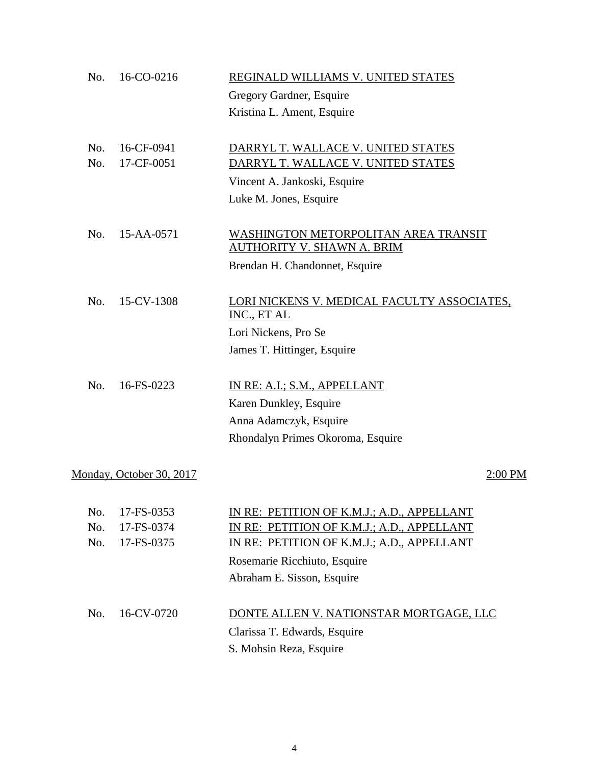No. 16-CO-0216 REGINALD WILLIAMS V. UNITED STATES

Gregory Gardner, Esquire
Kristina L. Ament, Esquire

No. 16-CF-0941 DARRYL T. WALLACE V. UNITED STATES
No. 17-CF-0051 DARRYL T. WALLACE V. UNITED STATES

Vincent A. Jankoski, Esquire
Luke M. Jones, Esquire

No. 15-AA-0571 WASHINGTON METORPOLITAN AREA TRANSIT AUTHORITY V. SHAWN A. BRIM

Brendan H. Chandonnet, Esquire

No. 15-CV-1308 LORI NICKENS V. MEDICAL FACULTY ASSOCIATES, INC., ET AL

Lori Nickens, Pro Se
James T. Hittinger, Esquire

No. 16-FS-0223 IN RE: A.I.; S.M., APPELLANT

Karen Dunkley, Esquire
Anna Adamczyk, Esquire
Rhondalyn Primes Okoroma, Esquire

## Monday, October 30, 2017 — 2:00 PM

No. 17-FS-0353 IN RE: PETITION OF K.M.J.; A.D., APPELLANT
No. 17-FS-0374 IN RE: PETITION OF K.M.J.; A.D., APPELLANT
No. 17-FS-0375 IN RE: PETITION OF K.M.J.; A.D., APPELLANT

Rosemarie Ricchiuto, Esquire
Abraham E. Sisson, Esquire

No. 16-CV-0720 DONTE ALLEN V. NATIONSTAR MORTGAGE, LLC

Clarissa T. Edwards, Esquire
S. Mohsin Reza, Esquire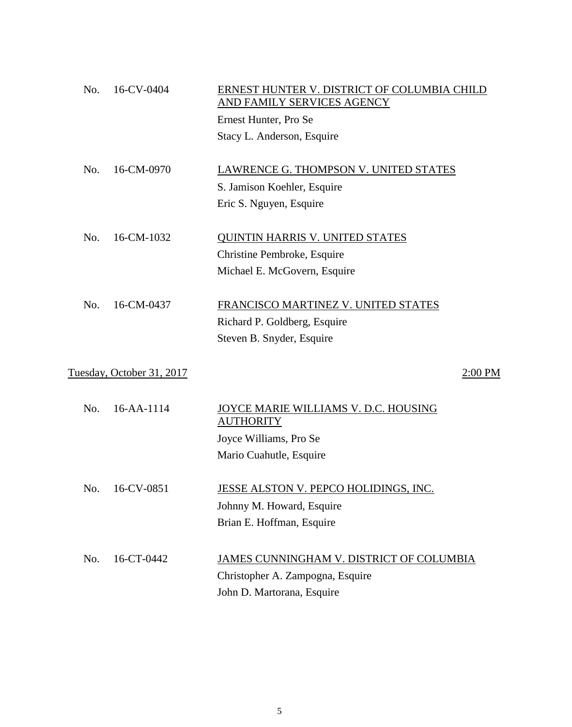No. 16-CV-0404 — <u>ERNEST HUNTER V. DISTRICT OF COLUMBIA CHILD AND FAMILY SERVICES AGENCY</u>

Ernest Hunter, Pro Se
Stacy L. Anderson, Esquire

No. 16-CM-0970 — <u>LAWRENCE G. THOMPSON V. UNITED STATES</u>

S. Jamison Koehler, Esquire
Eric S. Nguyen, Esquire

No. 16-CM-1032 — <u>QUINTIN HARRIS V. UNITED STATES</u>

Christine Pembroke, Esquire
Michael E. McGovern, Esquire

No. 16-CM-0437 — <u>FRANCISCO MARTINEZ V. UNITED STATES</u>

Richard P. Goldberg, Esquire
Steven B. Snyder, Esquire

<u>Tuesday, October 31, 2017</u> — <u>2:00 PM</u>

No. 16-AA-1114 — <u>JOYCE MARIE WILLIAMS V. D.C. HOUSING AUTHORITY</u>

Joyce Williams, Pro Se
Mario Cuahutle, Esquire

No. 16-CV-0851 — <u>JESSE ALSTON V. PEPCO HOLIDINGS, INC.</u>

Johnny M. Howard, Esquire
Brian E. Hoffman, Esquire

No. 16-CT-0442 — <u>JAMES CUNNINGHAM V. DISTRICT OF COLUMBIA</u>

Christopher A. Zampogna, Esquire
John D. Martorana, Esquire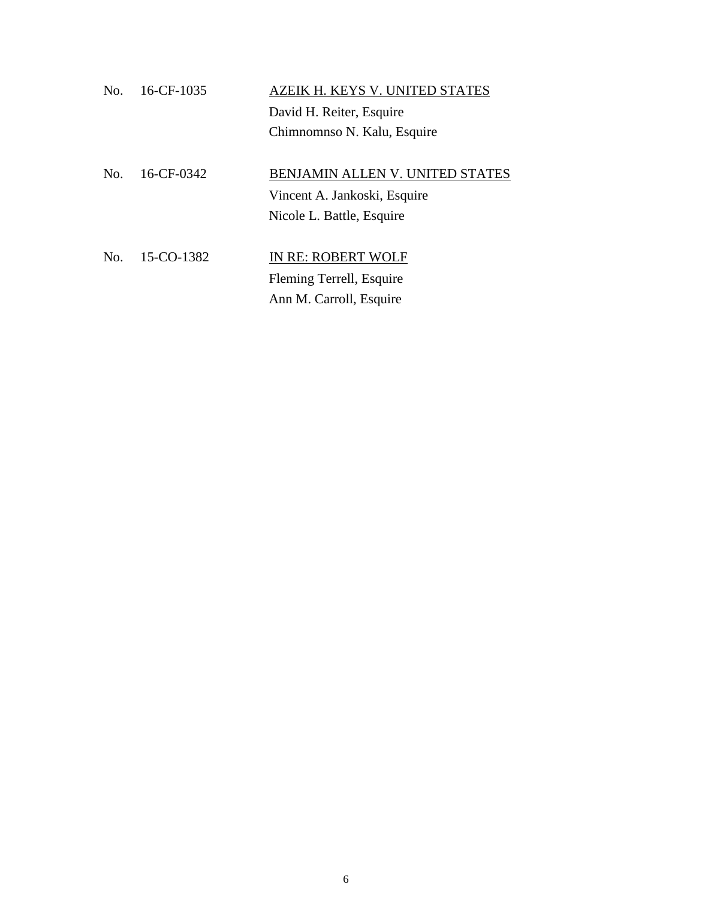No. 16-CF-1035 <u>AZEIK H. KEYS V. UNITED STATES</u>
David H. Reiter, Esquire
Chimnomnso N. Kalu, Esquire

No. 16-CF-0342 <u>BENJAMIN ALLEN V. UNITED STATES</u>
Vincent A. Jankoski, Esquire
Nicole L. Battle, Esquire

No. 15-CO-1382 <u>IN RE: ROBERT WOLF</u>
Fleming Terrell, Esquire
Ann M. Carroll, Esquire